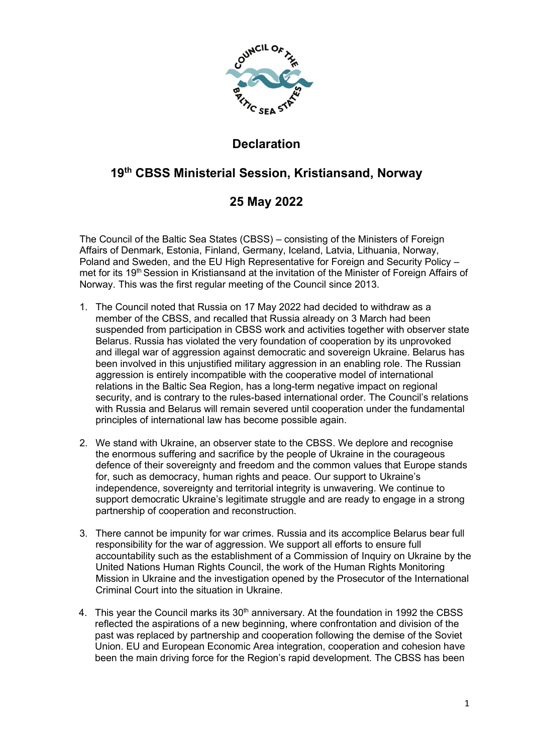# Declaration

## 19th CBSS Ministerial Session, Kristiansand, Norway

## 25 May 2022

The Council of the Baltic Sea States (CBSS) – consisting of the Ministers of Foreign Affairs of Denmark, Estonia, Finland, Germany, Iceland, Latvia, Lithuania, Norway, Poland and Sweden, and the EU High Representative for Foreign and Security Policy – met for its 19th Session in Kristiansand at the invitation of the Minister of Foreign Affairs of Norway. This was the first regular meeting of the Council since 2013.

1. The Council noted that Russia on 17 May 2022 had decided to withdraw as a member of the CBSS, and recalled that Russia already on 3 March had been suspended from participation in CBSS work and activities together with observer state Belarus. Russia has violated the very foundation of cooperation by its unprovoked and illegal war of aggression against democratic and sovereign Ukraine. Belarus has been involved in this unjustified military aggression in an enabling role. The Russian aggression is entirely incompatible with the cooperative model of international relations in the Baltic Sea Region, has a long-term negative impact on regional security, and is contrary to the rules-based international order. The Council's relations with Russia and Belarus will remain severed until cooperation under the fundamental principles of international law has become possible again.

2. We stand with Ukraine, an observer state to the CBSS. We deplore and recognise the enormous suffering and sacrifice by the people of Ukraine in the courageous defence of their sovereignty and freedom and the common values that Europe stands for, such as democracy, human rights and peace. Our support to Ukraine's independence, sovereignty and territorial integrity is unwavering. We continue to support democratic Ukraine's legitimate struggle and are ready to engage in a strong partnership of cooperation and reconstruction.

3. There cannot be impunity for war crimes. Russia and its accomplice Belarus bear full responsibility for the war of aggression. We support all efforts to ensure full accountability such as the establishment of a Commission of Inquiry on Ukraine by the United Nations Human Rights Council, the work of the Human Rights Monitoring Mission in Ukraine and the investigation opened by the Prosecutor of the International Criminal Court into the situation in Ukraine.

4. This year the Council marks its 30th anniversary. At the foundation in 1992 the CBSS reflected the aspirations of a new beginning, where confrontation and division of the past was replaced by partnership and cooperation following the demise of the Soviet Union. EU and European Economic Area integration, cooperation and cohesion have been the main driving force for the Region's rapid development. The CBSS has been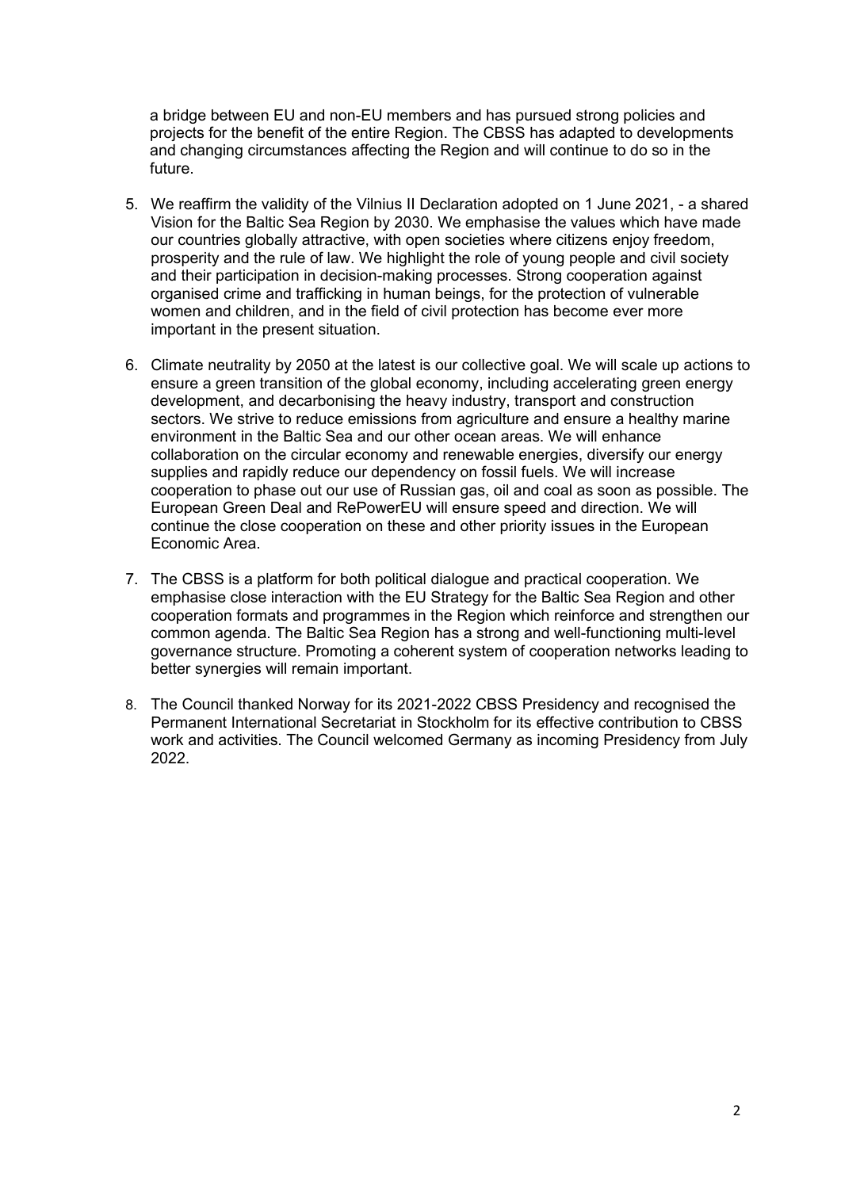a bridge between EU and non-EU members and has pursued strong policies and projects for the benefit of the entire Region. The CBSS has adapted to developments and changing circumstances affecting the Region and will continue to do so in the future.

5. We reaffirm the validity of the Vilnius II Declaration adopted on 1 June 2021, - a shared Vision for the Baltic Sea Region by 2030. We emphasise the values which have made our countries globally attractive, with open societies where citizens enjoy freedom, prosperity and the rule of law. We highlight the role of young people and civil society and their participation in decision-making processes. Strong cooperation against organised crime and trafficking in human beings, for the protection of vulnerable women and children, and in the field of civil protection has become ever more important in the present situation.

6. Climate neutrality by 2050 at the latest is our collective goal. We will scale up actions to ensure a green transition of the global economy, including accelerating green energy development, and decarbonising the heavy industry, transport and construction sectors. We strive to reduce emissions from agriculture and ensure a healthy marine environment in the Baltic Sea and our other ocean areas. We will enhance collaboration on the circular economy and renewable energies, diversify our energy supplies and rapidly reduce our dependency on fossil fuels. We will increase cooperation to phase out our use of Russian gas, oil and coal as soon as possible. The European Green Deal and RePowerEU will ensure speed and direction. We will continue the close cooperation on these and other priority issues in the European Economic Area.

7. The CBSS is a platform for both political dialogue and practical cooperation. We emphasise close interaction with the EU Strategy for the Baltic Sea Region and other cooperation formats and programmes in the Region which reinforce and strengthen our common agenda. The Baltic Sea Region has a strong and well-functioning multi-level governance structure. Promoting a coherent system of cooperation networks leading to better synergies will remain important.

8. The Council thanked Norway for its 2021-2022 CBSS Presidency and recognised the Permanent International Secretariat in Stockholm for its effective contribution to CBSS work and activities. The Council welcomed Germany as incoming Presidency from July 2022.